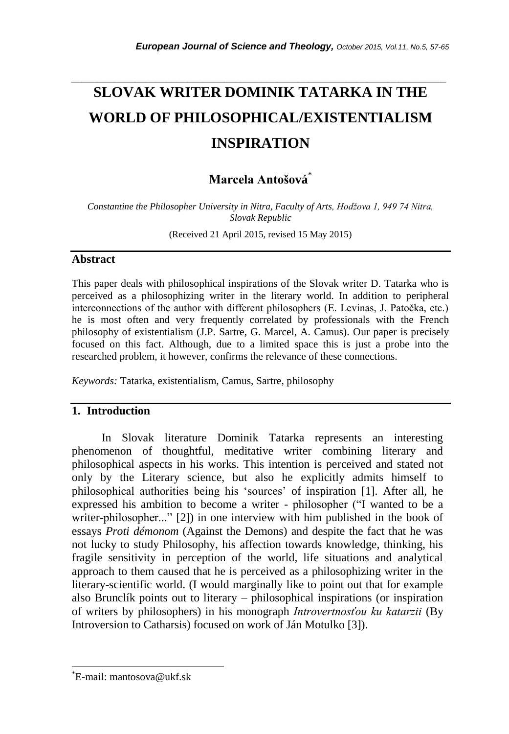# SLOVAK WRITER DOMINIK TATARKA IN THE WORLD OF PHILOSOPHICAL/EXISTENTIALISM INSPIRATION

**Marcela Antošová***

*Constantine the Philosopher University in Nitra, Faculty of Arts, Hodžova 1, 949 74 Nitra, Slovak Republic*

(Received 21 April 2015, revised 15 May 2015)

## Abstract

This paper deals with philosophical inspirations of the Slovak writer D. Tatarka who is perceived as a philosophizing writer in the literary world. In addition to peripheral interconnections of the author with different philosophers (E. Levinas, J. Patočka, etc.) he is most often and very frequently correlated by professionals with the French philosophy of existentialism (J.P. Sartre, G. Marcel, A. Camus). Our paper is precisely focused on this fact. Although, due to a limited space this is just a probe into the researched problem, it however, confirms the relevance of these connections.

*Keywords:* Tatarka, existentialism, Camus, Sartre, philosophy

## 1. Introduction

In Slovak literature Dominik Tatarka represents an interesting phenomenon of thoughtful, meditative writer combining literary and philosophical aspects in his works. This intention is perceived and stated not only by the Literary science, but also he explicitly admits himself to philosophical authorities being his 'sources' of inspiration [1]. After all, he expressed his ambition to become a writer - philosopher ("I wanted to be a writer-philosopher..." [2]) in one interview with him published in the book of essays *Proti démonom* (Against the Demons) and despite the fact that he was not lucky to study Philosophy, his affection towards knowledge, thinking, his fragile sensitivity in perception of the world, life situations and analytical approach to them caused that he is perceived as a philosophizing writer in the literary-scientific world. (I would marginally like to point out that for example also Brunclík points out to literary – philosophical inspirations (or inspiration of writers by philosophers) in his monograph *Introvertnosťou ku katarzii* (By Introversion to Catharsis) focused on work of Ján Motulko [3]).

*E-mail: mantosova@ukf.sk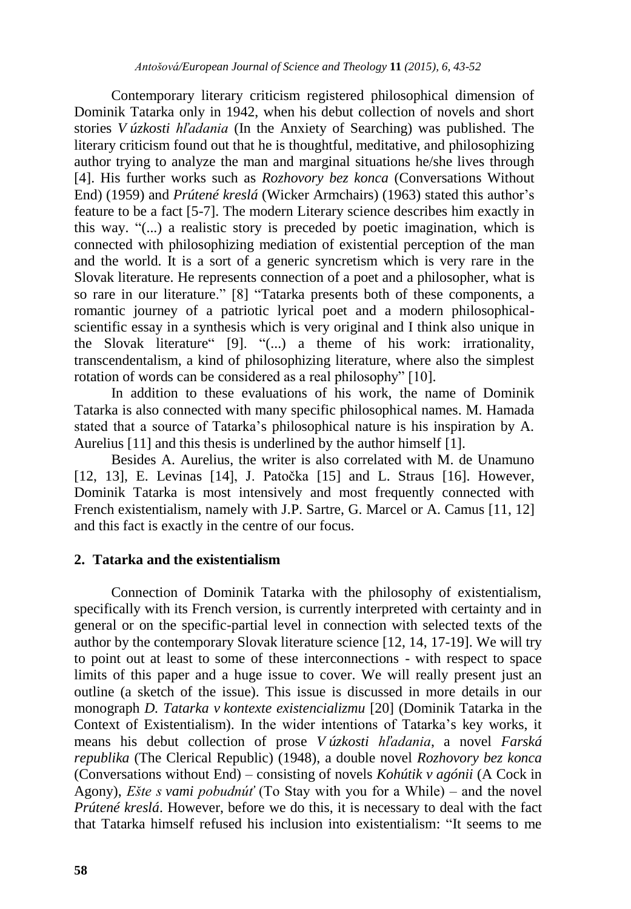Contemporary literary criticism registered philosophical dimension of Dominik Tatarka only in 1942, when his debut collection of novels and short stories *V úzkosti hľadania* (In the Anxiety of Searching) was published. The literary criticism found out that he is thoughtful, meditative, and philosophizing author trying to analyze the man and marginal situations he/she lives through [4]. His further works such as *Rozhovory bez konca* (Conversations Without End) (1959) and *Prútené kreslá* (Wicker Armchairs) (1963) stated this author's feature to be a fact [5-7]. The modern Literary science describes him exactly in this way. "(...) a realistic story is preceded by poetic imagination, which is connected with philosophizing mediation of existential perception of the man and the world. It is a sort of a generic syncretism which is very rare in the Slovak literature. He represents connection of a poet and a philosopher, what is so rare in our literature." [8] "Tatarka presents both of these components, a romantic journey of a patriotic lyrical poet and a modern philosophical-scientific essay in a synthesis which is very original and I think also unique in the Slovak literature" [9]. "(...) a theme of his work: irrationality, transcendentalism, a kind of philosophizing literature, where also the simplest rotation of words can be considered as a real philosophy" [10].

In addition to these evaluations of his work, the name of Dominik Tatarka is also connected with many specific philosophical names. M. Hamada stated that a source of Tatarka's philosophical nature is his inspiration by A. Aurelius [11] and this thesis is underlined by the author himself [1].

Besides A. Aurelius, the writer is also correlated with M. de Unamuno [12, 13], E. Levinas [14], J. Patočka [15] and L. Straus [16]. However, Dominik Tatarka is most intensively and most frequently connected with French existentialism, namely with J.P. Sartre, G. Marcel or A. Camus [11, 12] and this fact is exactly in the centre of our focus.

## 2. Tatarka and the existentialism

Connection of Dominik Tatarka with the philosophy of existentialism, specifically with its French version, is currently interpreted with certainty and in general or on the specific-partial level in connection with selected texts of the author by the contemporary Slovak literature science [12, 14, 17-19]. We will try to point out at least to some of these interconnections - with respect to space limits of this paper and a huge issue to cover. We will really present just an outline (a sketch of the issue). This issue is discussed in more details in our monograph *D. Tatarka v kontexte existencializmu* [20] (Dominik Tatarka in the Context of Existentialism). In the wider intentions of Tatarka's key works, it means his debut collection of prose *V úzkosti hľadania*, a novel *Farská republika* (The Clerical Republic) (1948), a double novel *Rozhovory bez konca* (Conversations without End) – consisting of novels *Kohútik v agónii* (A Cock in Agony), *Ešte s vami pobudnúť* (To Stay with you for a While) – and the novel *Prútené kreslá*. However, before we do this, it is necessary to deal with the fact that Tatarka himself refused his inclusion into existentialism: "It seems to me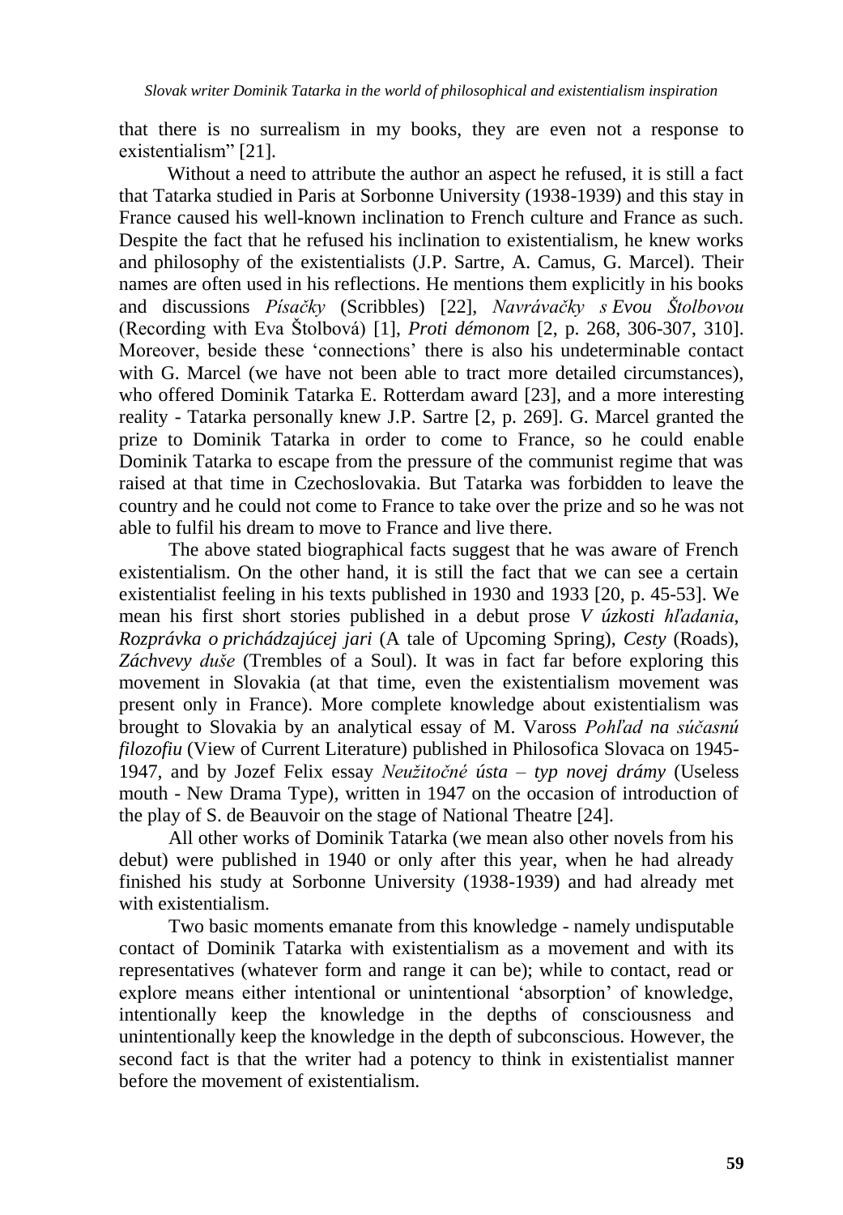that there is no surrealism in my books, they are even not a response to existentialism" [21].

Without a need to attribute the author an aspect he refused, it is still a fact that Tatarka studied in Paris at Sorbonne University (1938-1939) and this stay in France caused his well-known inclination to French culture and France as such. Despite the fact that he refused his inclination to existentialism, he knew works and philosophy of the existentialists (J.P. Sartre, A. Camus, G. Marcel). Their names are often used in his reflections. He mentions them explicitly in his books and discussions *Písačky* (Scribbles) [22], *Navrávačky s Evou Štolbovou* (Recording with Eva Štolbová) [1], *Proti démonom* [2, p. 268, 306-307, 310]. Moreover, beside these 'connections' there is also his undeterminable contact with G. Marcel (we have not been able to tract more detailed circumstances), who offered Dominik Tatarka E. Rotterdam award [23], and a more interesting reality - Tatarka personally knew J.P. Sartre [2, p. 269]. G. Marcel granted the prize to Dominik Tatarka in order to come to France, so he could enable Dominik Tatarka to escape from the pressure of the communist regime that was raised at that time in Czechoslovakia. But Tatarka was forbidden to leave the country and he could not come to France to take over the prize and so he was not able to fulfil his dream to move to France and live there.

The above stated biographical facts suggest that he was aware of French existentialism. On the other hand, it is still the fact that we can see a certain existentialist feeling in his texts published in 1930 and 1933 [20, p. 45-53]. We mean his first short stories published in a debut prose *V úzkosti hľadania*, *Rozprávka o prichádzajúcej jari* (A tale of Upcoming Spring), *Cesty* (Roads), *Záchvevy duše* (Trembles of a Soul). It was in fact far before exploring this movement in Slovakia (at that time, even the existentialism movement was present only in France). More complete knowledge about existentialism was brought to Slovakia by an analytical essay of M. Vaross *Pohľad na súčasnú filozofiu* (View of Current Literature) published in Philosofica Slovaca on 1945-1947, and by Jozef Felix essay *Neužitočné ústa – typ novej drámy* (Useless mouth - New Drama Type), written in 1947 on the occasion of introduction of the play of S. de Beauvoir on the stage of National Theatre [24].

All other works of Dominik Tatarka (we mean also other novels from his debut) were published in 1940 or only after this year, when he had already finished his study at Sorbonne University (1938-1939) and had already met with existentialism.

Two basic moments emanate from this knowledge - namely undisputable contact of Dominik Tatarka with existentialism as a movement and with its representatives (whatever form and range it can be); while to contact, read or explore means either intentional or unintentional 'absorption' of knowledge, intentionally keep the knowledge in the depths of consciousness and unintentionally keep the knowledge in the depth of subconscious. However, the second fact is that the writer had a potency to think in existentialist manner before the movement of existentialism.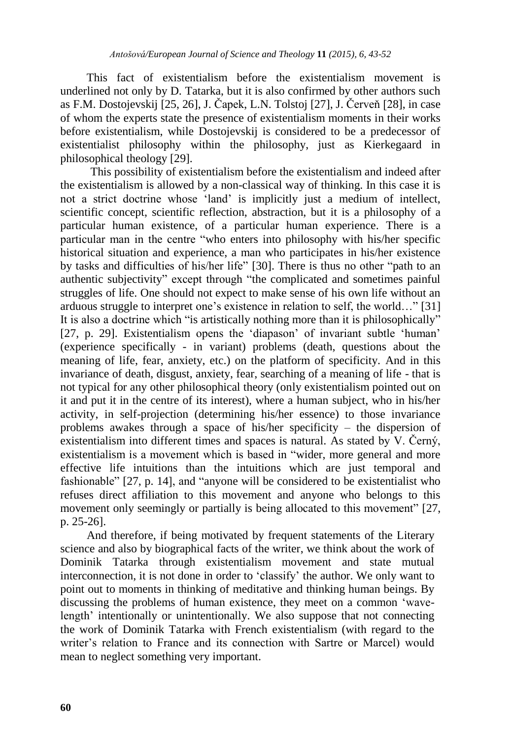This fact of existentialism before the existentialism movement is underlined not only by D. Tatarka, but it is also confirmed by other authors such as F.M. Dostojevskij [25, 26], J. Čapek, L.N. Tolstoj [27], J. Červeň [28], in case of whom the experts state the presence of existentialism moments in their works before existentialism, while Dostojevskij is considered to be a predecessor of existentialist philosophy within the philosophy, just as Kierkegaard in philosophical theology [29].

This possibility of existentialism before the existentialism and indeed after the existentialism is allowed by a non-classical way of thinking. In this case it is not a strict doctrine whose 'land' is implicitly just a medium of intellect, scientific concept, scientific reflection, abstraction, but it is a philosophy of a particular human existence, of a particular human experience. There is a particular man in the centre "who enters into philosophy with his/her specific historical situation and experience, a man who participates in his/her existence by tasks and difficulties of his/her life" [30]. There is thus no other "path to an authentic subjectivity" except through "the complicated and sometimes painful struggles of life. One should not expect to make sense of his own life without an arduous struggle to interpret one's existence in relation to self, the world…" [31] It is also a doctrine which "is artistically nothing more than it is philosophically" [27, p. 29]. Existentialism opens the 'diapason' of invariant subtle 'human' (experience specifically - in variant) problems (death, questions about the meaning of life, fear, anxiety, etc.) on the platform of specificity. And in this invariance of death, disgust, anxiety, fear, searching of a meaning of life - that is not typical for any other philosophical theory (only existentialism pointed out on it and put it in the centre of its interest), where a human subject, who in his/her activity, in self-projection (determining his/her essence) to those invariance problems awakes through a space of his/her specificity – the dispersion of existentialism into different times and spaces is natural. As stated by V. Černý, existentialism is a movement which is based in "wider, more general and more effective life intuitions than the intuitions which are just temporal and fashionable" [27, p. 14], and "anyone will be considered to be existentialist who refuses direct affiliation to this movement and anyone who belongs to this movement only seemingly or partially is being allocated to this movement" [27, p. 25-26].

And therefore, if being motivated by frequent statements of the Literary science and also by biographical facts of the writer, we think about the work of Dominik Tatarka through existentialism movement and state mutual interconnection, it is not done in order to 'classify' the author. We only want to point out to moments in thinking of meditative and thinking human beings. By discussing the problems of human existence, they meet on a common 'wave-length' intentionally or unintentionally. We also suppose that not connecting the work of Dominik Tatarka with French existentialism (with regard to the writer's relation to France and its connection with Sartre or Marcel) would mean to neglect something very important.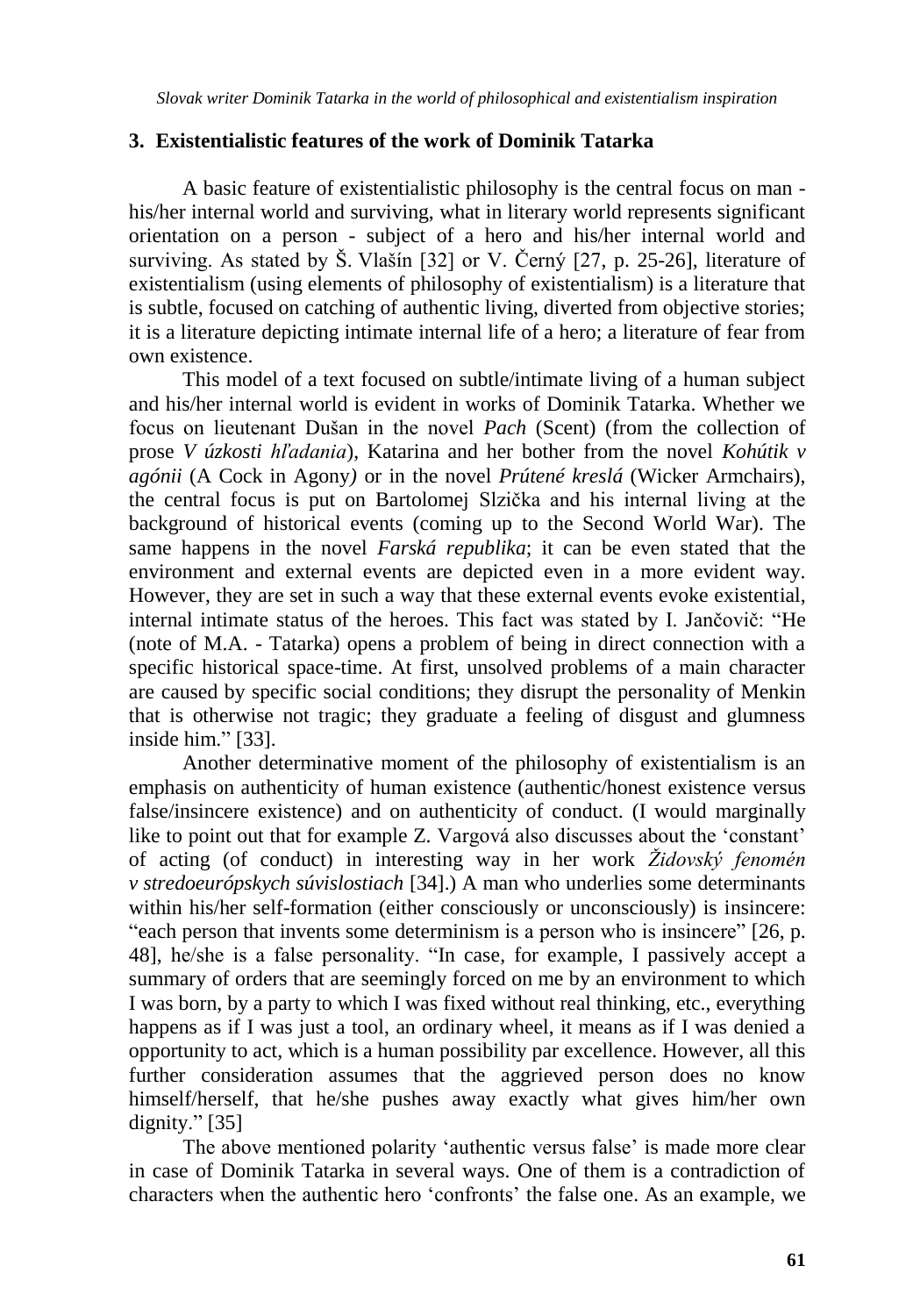## 3. Existentialistic features of the work of Dominik Tatarka

A basic feature of existentialistic philosophy is the central focus on man - his/her internal world and surviving, what in literary world represents significant orientation on a person - subject of a hero and his/her internal world and surviving. As stated by Š. Vlašín [32] or V. Černý [27, p. 25-26], literature of existentialism (using elements of philosophy of existentialism) is a literature that is subtle, focused on catching of authentic living, diverted from objective stories; it is a literature depicting intimate internal life of a hero; a literature of fear from own existence.

This model of a text focused on subtle/intimate living of a human subject and his/her internal world is evident in works of Dominik Tatarka. Whether we focus on lieutenant Dušan in the novel *Pach* (Scent) (from the collection of prose *V úzkosti hľadania*), Katarina and her bother from the novel *Kohútik v agónii* (A Cock in Agony*)* or in the novel *Prútené kreslá* (Wicker Armchairs), the central focus is put on Bartolomej Slzička and his internal living at the background of historical events (coming up to the Second World War). The same happens in the novel *Farská republika*; it can be even stated that the environment and external events are depicted even in a more evident way. However, they are set in such a way that these external events evoke existential, internal intimate status of the heroes. This fact was stated by I. Jančovič: "He (note of M.A. - Tatarka) opens a problem of being in direct connection with a specific historical space-time. At first, unsolved problems of a main character are caused by specific social conditions; they disrupt the personality of Menkin that is otherwise not tragic; they graduate a feeling of disgust and glumness inside him." [33].

Another determinative moment of the philosophy of existentialism is an emphasis on authenticity of human existence (authentic/honest existence versus false/insincere existence) and on authenticity of conduct. (I would marginally like to point out that for example Z. Vargová also discusses about the 'constant' of acting (of conduct) in interesting way in her work *Židovský fenomén v stredoeurópskych súvislostiach* [34].) A man who underlies some determinants within his/her self-formation (either consciously or unconsciously) is insincere: "each person that invents some determinism is a person who is insincere" [26, p. 48], he/she is a false personality. "In case, for example, I passively accept a summary of orders that are seemingly forced on me by an environment to which I was born, by a party to which I was fixed without real thinking, etc., everything happens as if I was just a tool, an ordinary wheel, it means as if I was denied a opportunity to act, which is a human possibility par excellence. However, all this further consideration assumes that the aggrieved person does no know himself/herself, that he/she pushes away exactly what gives him/her own dignity." [35]

The above mentioned polarity 'authentic versus false' is made more clear in case of Dominik Tatarka in several ways. One of them is a contradiction of characters when the authentic hero 'confronts' the false one. As an example, we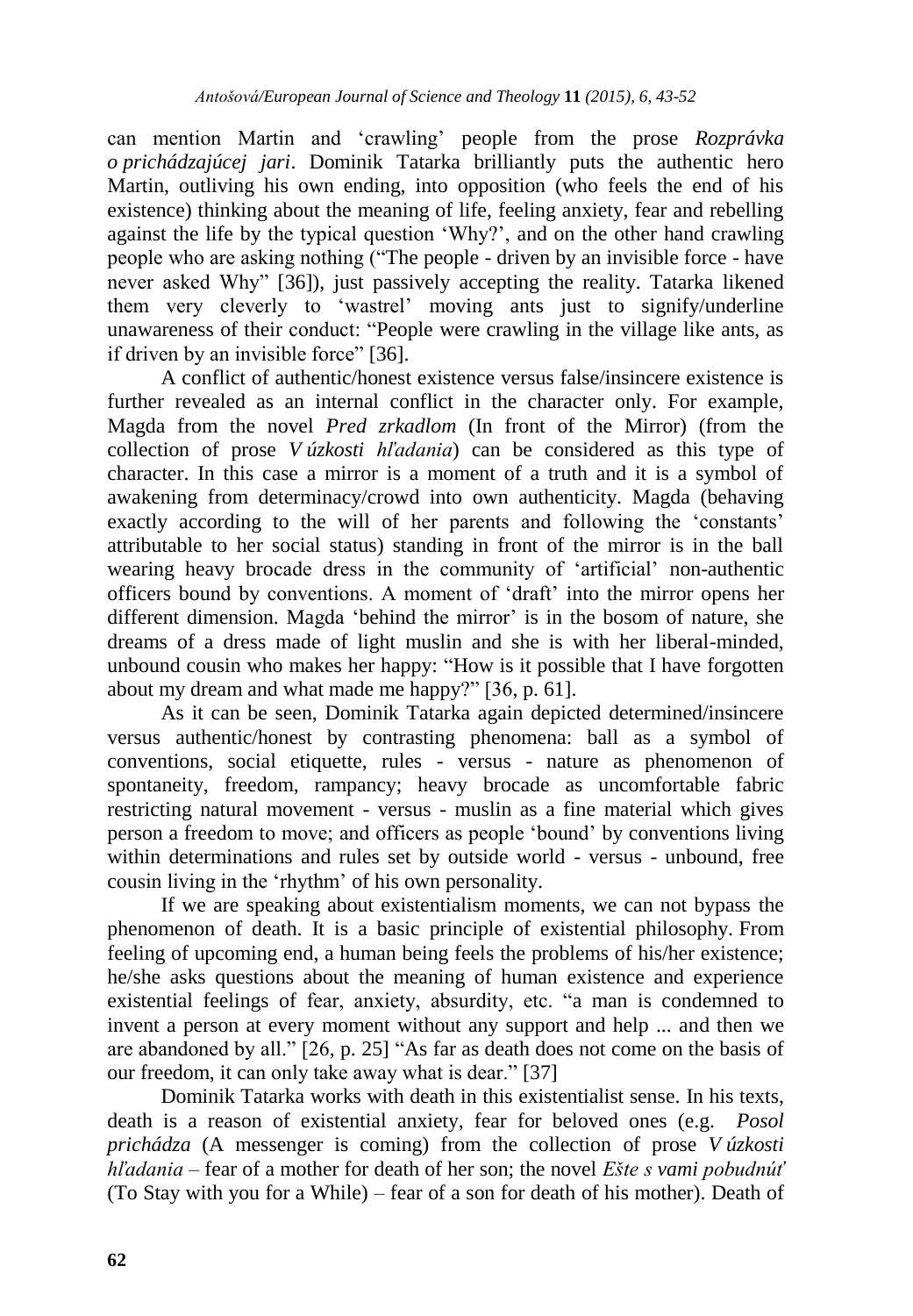can mention Martin and 'crawling' people from the prose *Rozprávka o prichádzajúcej jari*. Dominik Tatarka brilliantly puts the authentic hero Martin, outliving his own ending, into opposition (who feels the end of his existence) thinking about the meaning of life, feeling anxiety, fear and rebelling against the life by the typical question 'Why?', and on the other hand crawling people who are asking nothing ("The people - driven by an invisible force - have never asked Why" [36]), just passively accepting the reality. Tatarka likened them very cleverly to 'wastrel' moving ants just to signify/underline unawareness of their conduct: "People were crawling in the village like ants, as if driven by an invisible force" [36].

A conflict of authentic/honest existence versus false/insincere existence is further revealed as an internal conflict in the character only. For example, Magda from the novel *Pred zrkadlom* (In front of the Mirror) (from the collection of prose *V úzkosti hľadania*) can be considered as this type of character. In this case a mirror is a moment of a truth and it is a symbol of awakening from determinacy/crowd into own authenticity. Magda (behaving exactly according to the will of her parents and following the 'constants' attributable to her social status) standing in front of the mirror is in the ball wearing heavy brocade dress in the community of 'artificial' non-authentic officers bound by conventions. A moment of 'draft' into the mirror opens her different dimension. Magda 'behind the mirror' is in the bosom of nature, she dreams of a dress made of light muslin and she is with her liberal-minded, unbound cousin who makes her happy: "How is it possible that I have forgotten about my dream and what made me happy?" [36, p. 61].

As it can be seen, Dominik Tatarka again depicted determined/insincere versus authentic/honest by contrasting phenomena: ball as a symbol of conventions, social etiquette, rules - versus - nature as phenomenon of spontaneity, freedom, rampancy; heavy brocade as uncomfortable fabric restricting natural movement - versus - muslin as a fine material which gives person a freedom to move; and officers as people 'bound' by conventions living within determinations and rules set by outside world - versus - unbound, free cousin living in the 'rhythm' of his own personality.

If we are speaking about existentialism moments, we can not bypass the phenomenon of death. It is a basic principle of existential philosophy. From feeling of upcoming end, a human being feels the problems of his/her existence; he/she asks questions about the meaning of human existence and experience existential feelings of fear, anxiety, absurdity, etc. "a man is condemned to invent a person at every moment without any support and help ... and then we are abandoned by all." [26, p. 25] "As far as death does not come on the basis of our freedom, it can only take away what is dear." [37]

Dominik Tatarka works with death in this existentialist sense. In his texts, death is a reason of existential anxiety, fear for beloved ones (e.g. *Posol prichádza* (A messenger is coming) from the collection of prose *V úzkosti hľadania* – fear of a mother for death of her son; the novel *Ešte s vami pobudnúť* (To Stay with you for a While) – fear of a son for death of his mother). Death of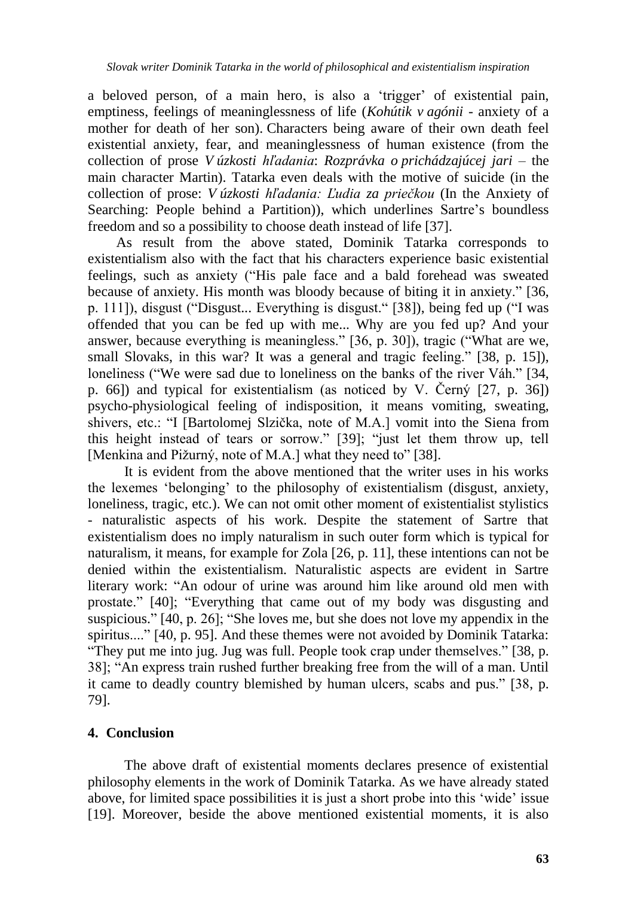a beloved person, of a main hero, is also a 'trigger' of existential pain, emptiness, feelings of meaninglessness of life (*Kohútik v agónii* - anxiety of a mother for death of her son). Characters being aware of their own death feel existential anxiety, fear, and meaninglessness of human existence (from the collection of prose *V úzkosti hľadania*: *Rozprávka o prichádzajúcej jari* – the main character Martin). Tatarka even deals with the motive of suicide (in the collection of prose: *V úzkosti hľadania: Ľudia za priečkou* (In the Anxiety of Searching: People behind a Partition)), which underlines Sartre's boundless freedom and so a possibility to choose death instead of life [37].

As result from the above stated, Dominik Tatarka corresponds to existentialism also with the fact that his characters experience basic existential feelings, such as anxiety ("His pale face and a bald forehead was sweated because of anxiety. His month was bloody because of biting it in anxiety." [36, p. 111]), disgust ("Disgust... Everything is disgust." [38]), being fed up ("I was offended that you can be fed up with me... Why are you fed up? And your answer, because everything is meaningless." [36, p. 30]), tragic ("What are we, small Slovaks, in this war? It was a general and tragic feeling." [38, p. 15]), loneliness ("We were sad due to loneliness on the banks of the river Váh." [34, p. 66]) and typical for existentialism (as noticed by V. Černý [27, p. 36]) psycho-physiological feeling of indisposition, it means vomiting, sweating, shivers, etc.: "I [Bartolomej Slzička, note of M.A.] vomit into the Siena from this height instead of tears or sorrow." [39]; "just let them throw up, tell [Menkina and Pižurný, note of M.A.] what they need to" [38].

It is evident from the above mentioned that the writer uses in his works the lexemes 'belonging' to the philosophy of existentialism (disgust, anxiety, loneliness, tragic, etc.). We can not omit other moment of existentialist stylistics - naturalistic aspects of his work. Despite the statement of Sartre that existentialism does no imply naturalism in such outer form which is typical for naturalism, it means, for example for Zola [26, p. 11], these intentions can not be denied within the existentialism. Naturalistic aspects are evident in Sartre literary work: "An odour of urine was around him like around old men with prostate." [40]; "Everything that came out of my body was disgusting and suspicious." [40, p. 26]; "She loves me, but she does not love my appendix in the spiritus...." [40, p. 95]. And these themes were not avoided by Dominik Tatarka: "They put me into jug. Jug was full. People took crap under themselves." [38, p. 38]; "An express train rushed further breaking free from the will of a man. Until it came to deadly country blemished by human ulcers, scabs and pus." [38, p. 79].

## 4. Conclusion

The above draft of existential moments declares presence of existential philosophy elements in the work of Dominik Tatarka. As we have already stated above, for limited space possibilities it is just a short probe into this 'wide' issue [19]. Moreover, beside the above mentioned existential moments, it is also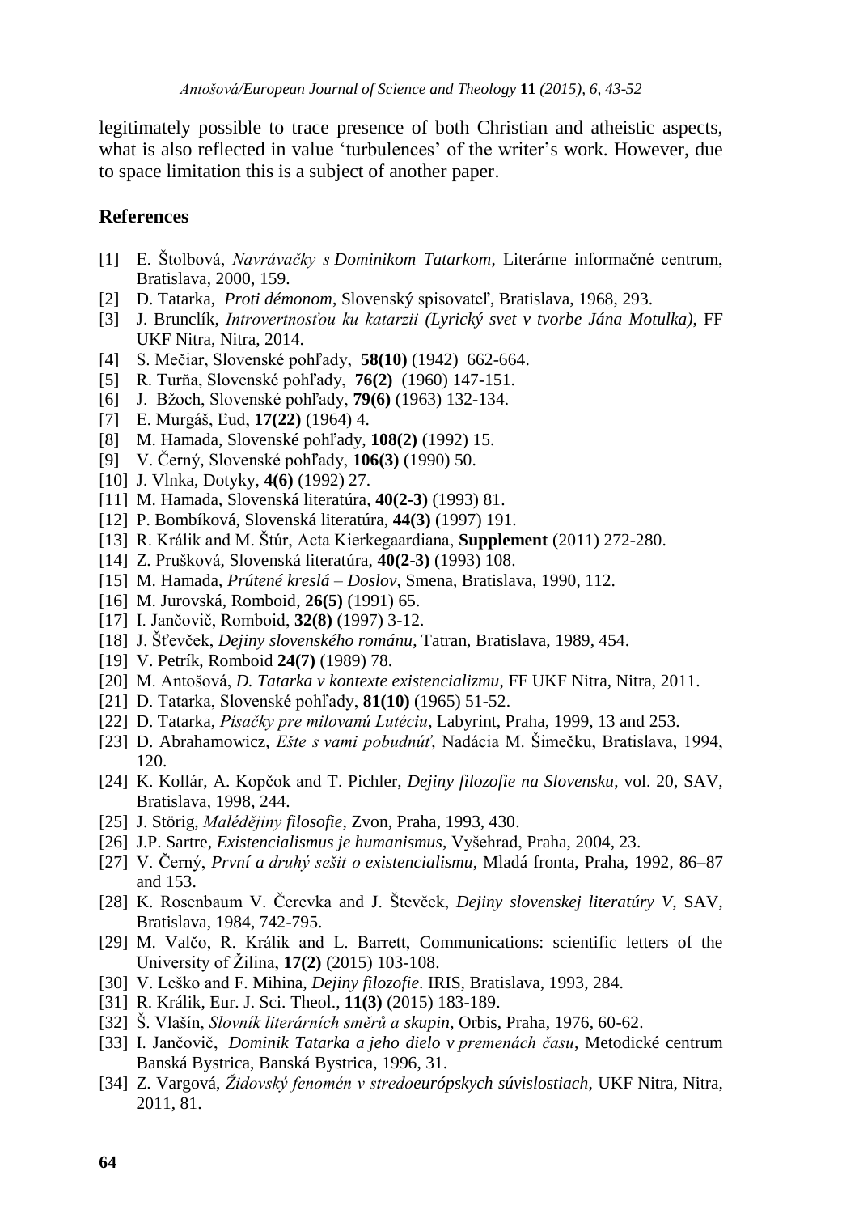legitimately possible to trace presence of both Christian and atheistic aspects, what is also reflected in value 'turbulences' of the writer's work. However, due to space limitation this is a subject of another paper.

## References

[1] E. Štolbová, *Navrávačky s Dominikom Tatarkom*, Literárne informačné centrum, Bratislava, 2000, 159.

[2] D. Tatarka, *Proti démonom*, Slovenský spisovateľ, Bratislava, 1968, 293.

[3] J. Brunclík, *Introvertnosťou ku katarzii (Lyrický svet v tvorbe Jána Motulka)*, FF UKF Nitra, Nitra, 2014.

[4] S. Mečiar, Slovenské pohľady, **58(10)** (1942) 662-664.

[5] R. Turňa, Slovenské pohľady, **76(2)** (1960) 147-151.

[6] J. Bžoch, Slovenské pohľady, **79(6)** (1963) 132-134.

[7] E. Murgáš, Ľud, **17(22)** (1964) 4.

[8] M. Hamada, Slovenské pohľady, **108(2)** (1992) 15.

[9] V. Černý, Slovenské pohľady, **106(3)** (1990) 50.

[10] J. Vlnka, Dotyky, **4(6)** (1992) 27.

[11] M. Hamada, Slovenská literatúra, **40(2-3)** (1993) 81.

[12] P. Bombíková, Slovenská literatúra, **44(3)** (1997) 191.

[13] R. Králik and M. Štúr, Acta Kierkegaardiana, **Supplement** (2011) 272-280.

[14] Z. Prušková, Slovenská literatúra, **40(2-3)** (1993) 108.

[15] M. Hamada, *Prútené kreslá – Doslov*, Smena, Bratislava, 1990, 112.

[16] M. Jurovská, Romboid, **26(5)** (1991) 65.

[17] I. Jančovič, Romboid, **32(8)** (1997) 3-12.

[18] J. Šťevček, *Dejiny slovenského románu*, Tatran, Bratislava, 1989, 454.

[19] V. Petrík, Romboid **24(7)** (1989) 78.

[20] M. Antošová, *D. Tatarka v kontexte existencializmu*, FF UKF Nitra, Nitra, 2011.

[21] D. Tatarka, Slovenské pohľady, **81(10)** (1965) 51-52.

[22] D. Tatarka, *Písačky pre milovanú Lutéciu*, Labyrint, Praha, 1999, 13 and 253.

[23] D. Abrahamowicz, *Ešte s vami pobudnúť*, Nadácia M. Šimečku, Bratislava, 1994, 120.

[24] K. Kollár, A. Kopčok and T. Pichler, *Dejiny filozofie na Slovensku*, vol. 20, SAV, Bratislava, 1998, 244.

[25] J. Störig, *Malédějiny filosofie*, Zvon, Praha, 1993, 430.

[26] J.P. Sartre, *Existencialismus je humanismus*, Vyšehrad, Praha, 2004, 23.

[27] V. Černý, *První a druhý sešit o existencialismu*, Mladá fronta, Praha, 1992, 86–87 and 153.

[28] K. Rosenbaum V. Čerevka and J. Števček, *Dejiny slovenskej literatúry V*, SAV, Bratislava, 1984, 742-795.

[29] M. Valčo, R. Králik and L. Barrett, Communications: scientific letters of the University of Žilina, **17(2)** (2015) 103-108.

[30] V. Leško and F. Mihina, *Dejiny filozofie*. IRIS, Bratislava, 1993, 284.

[31] R. Králik, Eur. J. Sci. Theol., **11(3)** (2015) 183-189.

[32] Š. Vlašín, *Slovník literárních směrů a skupin*, Orbis, Praha, 1976, 60-62.

[33] I. Jančovič, *Dominik Tatarka a jeho dielo v premenách času*, Metodické centrum Banská Bystrica, Banská Bystrica, 1996, 31.

[34] Z. Vargová, *Židovský fenomén v stredoeurópskych súvislostiach*, UKF Nitra, Nitra, 2011, 81.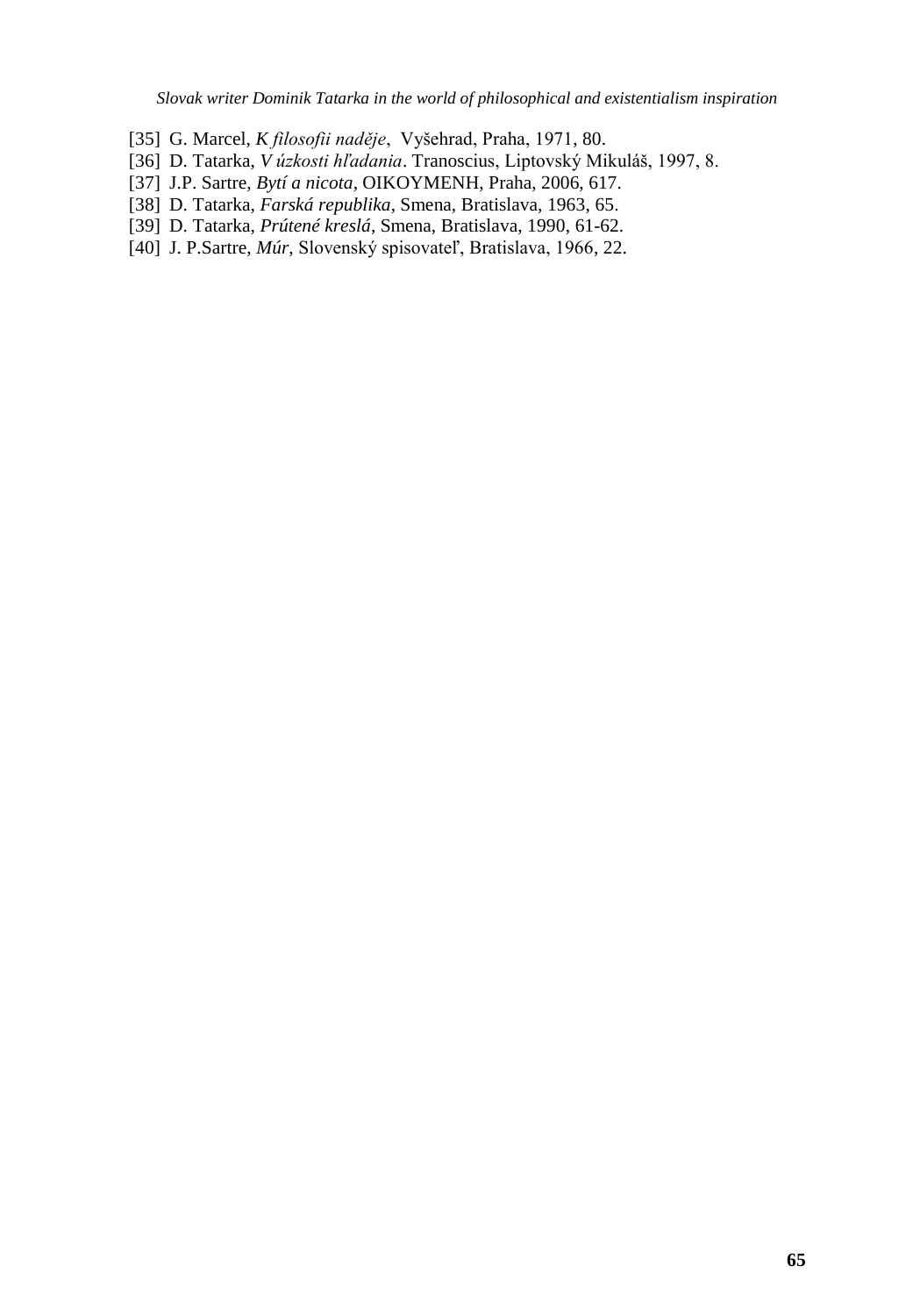[35] G. Marcel, *K filosofii naděje*, Vyšehrad, Praha, 1971, 80.
[36] D. Tatarka, *V úzkosti hľadania*. Tranoscius, Liptovský Mikuláš, 1997, 8.
[37] J.P. Sartre, *Bytí a nicota*, OIKOYMENH, Praha, 2006, 617.
[38] D. Tatarka, *Farská republika*, Smena, Bratislava, 1963, 65.
[39] D. Tatarka, *Prútené kreslá*, Smena, Bratislava, 1990, 61-62.
[40] J. P.Sartre, *Múr*, Slovenský spisovateľ, Bratislava, 1966, 22.